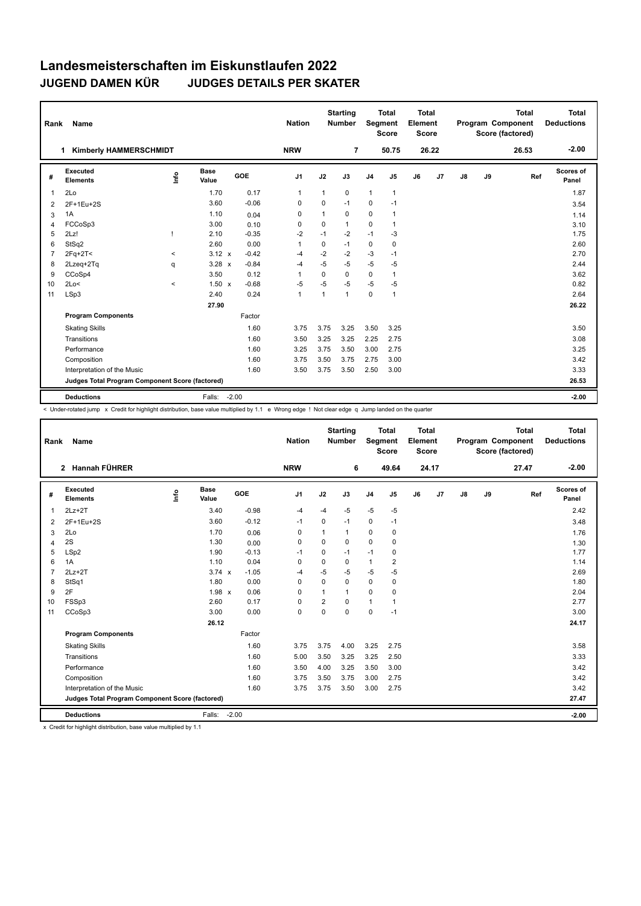# Landesmeisterschaften im Eiskunstlaufen 2022

## JUGEND DAMEN KÜR    JUDGES DETAILS PER SKATER

| Rank | Name | Nation | Starting Number | Total Segment Score | Total Element Score | Total Program Component Score (factored) | Total Deductions |
|---|---|---|---|---|---|---|---|
| 1 | Kimberly HAMMERSCHMIDT | NRW | 7 | 50.75 | 26.22 | 26.53 | -2.00 |

| # | Executed Elements | Info | Base Value | | GOE | J1 | J2 | J3 | J4 | J5 | J6 | J7 | J8 | J9 | Ref | Scores of Panel |
|---|---|---|---|---|---|---|---|---|---|---|---|---|---|---|---|---|
| 1 | 2Lo | | 1.70 | | 0.17 | 1 | 1 | 0 | 1 | 1 | | | | | | 1.87 |
| 2 | 2F+1Eu+2S | | 3.60 | | -0.06 | 0 | 0 | -1 | 0 | -1 | | | | | | 3.54 |
| 3 | 1A | | 1.10 | | 0.04 | 0 | 1 | 0 | 0 | 1 | | | | | | 1.14 |
| 4 | FCCoSp3 | | 3.00 | | 0.10 | 0 | 0 | 1 | 0 | 1 | | | | | | 3.10 |
| 5 | 2Lz! | ! | 2.10 | | -0.35 | -2 | -1 | -2 | -1 | -3 | | | | | | 1.75 |
| 6 | StSq2 | | 2.60 | | 0.00 | 1 | 0 | -1 | 0 | 0 | | | | | | 2.60 |
| 7 | 2Fq+2T< | < | 3.12 | x | -0.42 | -4 | -2 | -2 | -3 | -1 | | | | | | 2.70 |
| 8 | 2Lzeq+2Tq | q | 3.28 | x | -0.84 | -4 | -5 | -5 | -5 | -5 | | | | | | 2.44 |
| 9 | CCoSp4 | | 3.50 | | 0.12 | 1 | 0 | 0 | 0 | 1 | | | | | | 3.62 |
| 10 | 2Lo< | < | 1.50 | x | -0.68 | -5 | -5 | -5 | -5 | -5 | | | | | | 0.82 |
| 11 | LSp3 | | 2.40 | | 0.24 | 1 | 1 | 1 | 0 | 1 | | | | | | 2.64 |
| | | | 27.90 | | | | | | | | | | | | | 26.22 |
| | **Program Components** | | | | Factor | | | | | | | | | | | |
| | Skating Skills | | | | 1.60 | 3.75 | 3.75 | 3.25 | 3.50 | 3.25 | | | | | | 3.50 |
| | Transitions | | | | 1.60 | 3.50 | 3.25 | 3.25 | 2.25 | 2.75 | | | | | | 3.08 |
| | Performance | | | | 1.60 | 3.25 | 3.75 | 3.50 | 3.00 | 2.75 | | | | | | 3.25 |
| | Composition | | | | 1.60 | 3.75 | 3.50 | 3.75 | 2.75 | 3.00 | | | | | | 3.42 |
| | Interpretation of the Music | | | | 1.60 | 3.50 | 3.75 | 3.50 | 2.50 | 3.00 | | | | | | 3.33 |
| | **Judges Total Program Component Score (factored)** | | | | | | | | | | | | | | | 26.53 |
| | **Deductions** | | Falls: | | -2.00 | | | | | | | | | | | -2.00 |

< Under-rotated jump x Credit for highlight distribution, base value multiplied by 1.1 e Wrong edge ! Not clear edge q Jump landed on the quarter

| Rank | Name | Nation | Starting Number | Total Segment Score | Total Element Score | Total Program Component Score (factored) | Total Deductions |
|---|---|---|---|---|---|---|---|
| 2 | Hannah FÜHRER | NRW | 6 | 49.64 | 24.17 | 27.47 | -2.00 |

| # | Executed Elements | Info | Base Value | | GOE | J1 | J2 | J3 | J4 | J5 | J6 | J7 | J8 | J9 | Ref | Scores of Panel |
|---|---|---|---|---|---|---|---|---|---|---|---|---|---|---|---|---|
| 1 | 2Lz+2T | | 3.40 | | -0.98 | -4 | -4 | -5 | -5 | -5 | | | | | | 2.42 |
| 2 | 2F+1Eu+2S | | 3.60 | | -0.12 | -1 | 0 | -1 | 0 | -1 | | | | | | 3.48 |
| 3 | 2Lo | | 1.70 | | 0.06 | 0 | 1 | 1 | 0 | 0 | | | | | | 1.76 |
| 4 | 2S | | 1.30 | | 0.00 | 0 | 0 | 0 | 0 | 0 | | | | | | 1.30 |
| 5 | LSp2 | | 1.90 | | -0.13 | -1 | 0 | -1 | -1 | 0 | | | | | | 1.77 |
| 6 | 1A | | 1.10 | | 0.04 | 0 | 0 | 0 | 1 | 2 | | | | | | 1.14 |
| 7 | 2Lz+2T | | 3.74 | x | -1.05 | -4 | -5 | -5 | -5 | -5 | | | | | | 2.69 |
| 8 | StSq1 | | 1.80 | | 0.00 | 0 | 0 | 0 | 0 | 0 | | | | | | 1.80 |
| 9 | 2F | | 1.98 | x | 0.06 | 0 | 1 | 1 | 0 | 0 | | | | | | 2.04 |
| 10 | FSSp3 | | 2.60 | | 0.17 | 0 | 2 | 0 | 1 | 1 | | | | | | 2.77 |
| 11 | CCoSp3 | | 3.00 | | 0.00 | 0 | 0 | 0 | 0 | -1 | | | | | | 3.00 |
| | | | 26.12 | | | | | | | | | | | | | 24.17 |
| | **Program Components** | | | | Factor | | | | | | | | | | | |
| | Skating Skills | | | | 1.60 | 3.75 | 3.75 | 4.00 | 3.25 | 2.75 | | | | | | 3.58 |
| | Transitions | | | | 1.60 | 5.00 | 3.50 | 3.25 | 3.25 | 2.50 | | | | | | 3.33 |
| | Performance | | | | 1.60 | 3.50 | 4.00 | 3.25 | 3.50 | 3.00 | | | | | | 3.42 |
| | Composition | | | | 1.60 | 3.75 | 3.50 | 3.75 | 3.00 | 2.75 | | | | | | 3.42 |
| | Interpretation of the Music | | | | 1.60 | 3.75 | 3.75 | 3.50 | 3.00 | 2.75 | | | | | | 3.42 |
| | **Judges Total Program Component Score (factored)** | | | | | | | | | | | | | | | 27.47 |
| | **Deductions** | | Falls: | | -2.00 | | | | | | | | | | | -2.00 |

x Credit for highlight distribution, base value multiplied by 1.1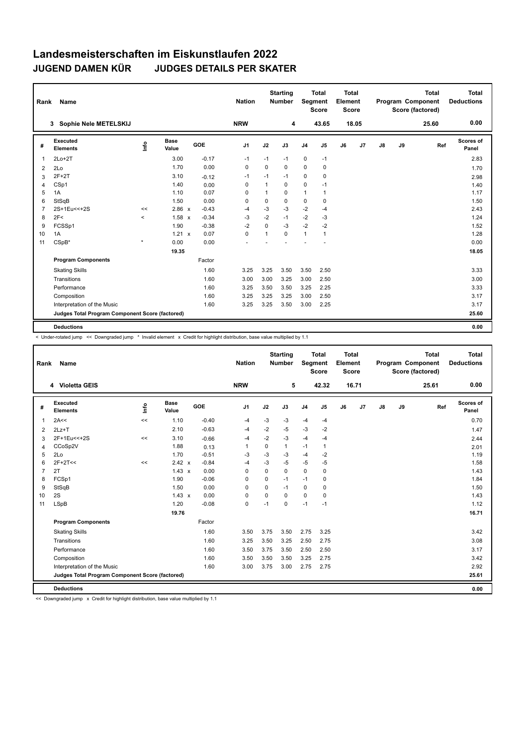# Landesmeisterschaften im Eiskunstlaufen 2022

## JUGEND DAMEN KÜR JUDGES DETAILS PER SKATER

| Rank | Name | Nation | Starting Number | Total Segment Score | Total Element Score | Total Program Component Score (factored) | Total Deductions |
|---|---|---|---|---|---|---|---|
| 3 | Sophie Nele METELSKIJ | NRW | 4 | 43.65 | 18.05 | 25.60 | 0.00 |

| # | Executed Elements | Info | Base Value | | GOE | J1 | J2 | J3 | J4 | J5 | J6 | J7 | J8 | J9 | Ref | Scores of Panel |
|---|---|---|---|---|---|---|---|---|---|---|---|---|---|---|---|---|
| 1 | 2Lo+2T | | 3.00 | | -0.17 | -1 | -1 | -1 | 0 | -1 | | | | | | 2.83 |
| 2 | 2Lo | | 1.70 | | 0.00 | 0 | 0 | 0 | 0 | 0 | | | | | | 1.70 |
| 3 | 2F+2T | | 3.10 | | -0.12 | -1 | -1 | -1 | 0 | 0 | | | | | | 2.98 |
| 4 | CSp1 | | 1.40 | | 0.00 | 0 | 1 | 0 | 0 | -1 | | | | | | 1.40 |
| 5 | 1A | | 1.10 | | 0.07 | 0 | 1 | 0 | 1 | 1 | | | | | | 1.17 |
| 6 | StSqB | | 1.50 | | 0.00 | 0 | 0 | 0 | 0 | 0 | | | | | | 1.50 |
| 7 | 2S+1Eu<<+2S | << | 2.86 | x | -0.43 | -4 | -3 | -3 | -2 | -4 | | | | | | 2.43 |
| 8 | 2F< | < | 1.58 | x | -0.34 | -3 | -2 | -1 | -2 | -3 | | | | | | 1.24 |
| 9 | FCSSp1 | | 1.90 | | -0.38 | -2 | 0 | -3 | -2 | -2 | | | | | | 1.52 |
| 10 | 1A | | 1.21 | x | 0.07 | 0 | 1 | 0 | 1 | 1 | | | | | | 1.28 |
| 11 | CSpB* | * | 0.00 | | 0.00 | - | - | - | - | - | | | | | | 0.00 |
| | | | 19.35 | | | | | | | | | | | | | 18.05 |
| | **Program Components** | | | | Factor | | | | | | | | | | | |
| | Skating Skills | | | | 1.60 | 3.25 | 3.25 | 3.50 | 3.50 | 2.50 | | | | | | 3.33 |
| | Transitions | | | | 1.60 | 3.00 | 3.00 | 3.25 | 3.00 | 2.50 | | | | | | 3.00 |
| | Performance | | | | 1.60 | 3.25 | 3.50 | 3.50 | 3.25 | 2.25 | | | | | | 3.33 |
| | Composition | | | | 1.60 | 3.25 | 3.25 | 3.25 | 3.00 | 2.50 | | | | | | 3.17 |
| | Interpretation of the Music | | | | 1.60 | 3.25 | 3.25 | 3.50 | 3.00 | 2.25 | | | | | | 3.17 |
| | **Judges Total Program Component Score (factored)** | | | | | | | | | | | | | | | 25.60 |
| | **Deductions** | | | | | | | | | | | | | | | 0.00 |

< Under-rotated jump << Downgraded jump * Invalid element x Credit for highlight distribution, base value multiplied by 1.1

| Rank | Name | Nation | Starting Number | Total Segment Score | Total Element Score | Total Program Component Score (factored) | Total Deductions |
|---|---|---|---|---|---|---|---|
| 4 | Violetta GEIS | NRW | 5 | 42.32 | 16.71 | 25.61 | 0.00 |

| # | Executed Elements | Info | Base Value | | GOE | J1 | J2 | J3 | J4 | J5 | J6 | J7 | J8 | J9 | Ref | Scores of Panel |
|---|---|---|---|---|---|---|---|---|---|---|---|---|---|---|---|---|
| 1 | 2A<< | << | 1.10 | | -0.40 | -4 | -3 | -3 | -4 | -4 | | | | | | 0.70 |
| 2 | 2Lz+T | | 2.10 | | -0.63 | -4 | -2 | -5 | -3 | -2 | | | | | | 1.47 |
| 3 | 2F+1Eu<<+2S | << | 3.10 | | -0.66 | -4 | -2 | -3 | -4 | -4 | | | | | | 2.44 |
| 4 | CCoSp2V | | 1.88 | | 0.13 | 1 | 0 | 1 | -1 | 1 | | | | | | 2.01 |
| 5 | 2Lo | | 1.70 | | -0.51 | -3 | -3 | -3 | -4 | -2 | | | | | | 1.19 |
| 6 | 2F+2T<< | << | 2.42 | x | -0.84 | -4 | -3 | -5 | -5 | -5 | | | | | | 1.58 |
| 7 | 2T | | 1.43 | x | 0.00 | 0 | 0 | 0 | 0 | 0 | | | | | | 1.43 |
| 8 | FCSp1 | | 1.90 | | -0.06 | 0 | 0 | -1 | -1 | 0 | | | | | | 1.84 |
| 9 | StSqB | | 1.50 | | 0.00 | 0 | 0 | -1 | 0 | 0 | | | | | | 1.50 |
| 10 | 2S | | 1.43 | x | 0.00 | 0 | 0 | 0 | 0 | 0 | | | | | | 1.43 |
| 11 | LSpB | | 1.20 | | -0.08 | 0 | -1 | 0 | -1 | -1 | | | | | | 1.12 |
| | | | 19.76 | | | | | | | | | | | | | 16.71 |
| | **Program Components** | | | | Factor | | | | | | | | | | | |
| | Skating Skills | | | | 1.60 | 3.50 | 3.75 | 3.50 | 2.75 | 3.25 | | | | | | 3.42 |
| | Transitions | | | | 1.60 | 3.25 | 3.50 | 3.25 | 2.50 | 2.75 | | | | | | 3.08 |
| | Performance | | | | 1.60 | 3.50 | 3.75 | 3.50 | 2.50 | 2.50 | | | | | | 3.17 |
| | Composition | | | | 1.60 | 3.50 | 3.50 | 3.50 | 3.25 | 2.75 | | | | | | 3.42 |
| | Interpretation of the Music | | | | 1.60 | 3.00 | 3.75 | 3.00 | 2.75 | 2.75 | | | | | | 2.92 |
| | **Judges Total Program Component Score (factored)** | | | | | | | | | | | | | | | 25.61 |
| | **Deductions** | | | | | | | | | | | | | | | 0.00 |

<< Downgraded jump x Credit for highlight distribution, base value multiplied by 1.1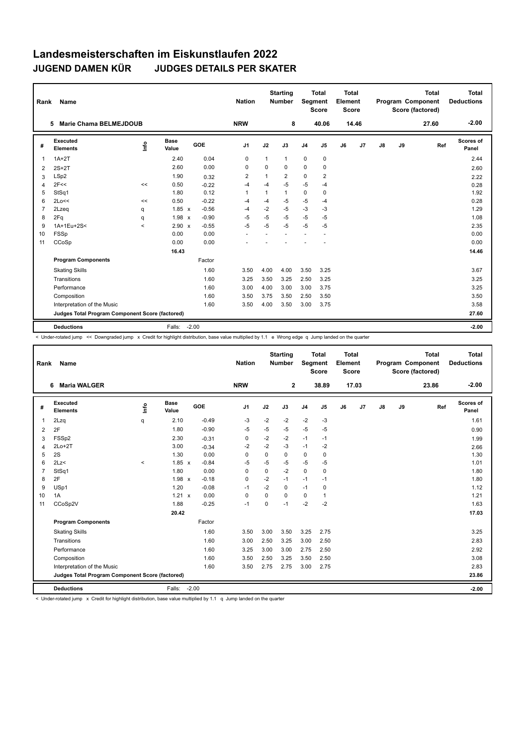# Landesmeisterschaften im Eiskunstlaufen 2022

## JUGEND DAMEN KÜR JUDGES DETAILS PER SKATER

| Rank | Name | Nation | Starting Number | Total Segment Score | Total Element Score | Total Program Component Score (factored) | Total Deductions |
|---|---|---|---|---|---|---|---|
| 5 | Marie Chama BELMEJDOUB | NRW | 8 | 40.06 | 14.46 | 27.60 | -2.00 |

| # | Executed Elements | Info | Base Value | | GOE | J1 | J2 | J3 | J4 | J5 | J6 | J7 | J8 | J9 | Ref | Scores of Panel |
|---|---|---|---|---|---|---|---|---|---|---|---|---|---|---|---|---|
| 1 | 1A+2T | | 2.40 | | 0.04 | 0 | 1 | 1 | 0 | 0 | | | | | | 2.44 |
| 2 | 2S+2T | | 2.60 | | 0.00 | 0 | 0 | 0 | 0 | 0 | | | | | | 2.60 |
| 3 | LSp2 | | 1.90 | | 0.32 | 2 | 1 | 2 | 0 | 2 | | | | | | 2.22 |
| 4 | 2F<< | << | 0.50 | | -0.22 | -4 | -4 | -5 | -5 | -4 | | | | | | 0.28 |
| 5 | StSq1 | | 1.80 | | 0.12 | 1 | 1 | 1 | 0 | 0 | | | | | | 1.92 |
| 6 | 2Lo<< | << | 0.50 | | -0.22 | -4 | -4 | -5 | -5 | -4 | | | | | | 0.28 |
| 7 | 2Lzeq | q | 1.85 | x | -0.56 | -4 | -2 | -5 | -3 | -3 | | | | | | 1.29 |
| 8 | 2Fq | q | 1.98 | x | -0.90 | -5 | -5 | -5 | -5 | -5 | | | | | | 1.08 |
| 9 | 1A+1Eu+2S< | < | 2.90 | x | -0.55 | -5 | -5 | -5 | -5 | -5 | | | | | | 2.35 |
| 10 | FSSp | | 0.00 | | 0.00 | - | - | - | - | - | | | | | | 0.00 |
| 11 | CCoSp | | 0.00 | | 0.00 | - | - | - | - | - | | | | | | 0.00 |
| | | | 16.43 | | | | | | | | | | | | | 14.46 |
| | **Program Components** | | | | Factor | | | | | | | | | | | |
| | Skating Skills | | | | 1.60 | 3.50 | 4.00 | 4.00 | 3.50 | 3.25 | | | | | | 3.67 |
| | Transitions | | | | 1.60 | 3.25 | 3.50 | 3.25 | 2.50 | 3.25 | | | | | | 3.25 |
| | Performance | | | | 1.60 | 3.00 | 4.00 | 3.00 | 3.00 | 3.75 | | | | | | 3.25 |
| | Composition | | | | 1.60 | 3.50 | 3.75 | 3.50 | 2.50 | 3.50 | | | | | | 3.50 |
| | Interpretation of the Music | | | | 1.60 | 3.50 | 4.00 | 3.50 | 3.00 | 3.75 | | | | | | 3.58 |
| | **Judges Total Program Component Score (factored)** | | | | | | | | | | | | | | | 27.60 |
| | **Deductions** | | Falls: | | -2.00 | | | | | | | | | | | -2.00 |

< Under-rotated jump << Downgraded jump x Credit for highlight distribution, base value multiplied by 1.1 e Wrong edge q Jump landed on the quarter

| Rank | Name | Nation | Starting Number | Total Segment Score | Total Element Score | Total Program Component Score (factored) | Total Deductions |
|---|---|---|---|---|---|---|---|
| 6 | Maria WALGER | NRW | 2 | 38.89 | 17.03 | 23.86 | -2.00 |

| # | Executed Elements | Info | Base Value | | GOE | J1 | J2 | J3 | J4 | J5 | J6 | J7 | J8 | J9 | Ref | Scores of Panel |
|---|---|---|---|---|---|---|---|---|---|---|---|---|---|---|---|---|
| 1 | 2Lzq | q | 2.10 | | -0.49 | -3 | -2 | -2 | -2 | -3 | | | | | | 1.61 |
| 2 | 2F | | 1.80 | | -0.90 | -5 | -5 | -5 | -5 | -5 | | | | | | 0.90 |
| 3 | FSSp2 | | 2.30 | | -0.31 | 0 | -2 | -2 | -1 | -1 | | | | | | 1.99 |
| 4 | 2Lo+2T | | 3.00 | | -0.34 | -2 | -2 | -3 | -1 | -2 | | | | | | 2.66 |
| 5 | 2S | | 1.30 | | 0.00 | 0 | 0 | 0 | 0 | 0 | | | | | | 1.30 |
| 6 | 2Lz< | < | 1.85 | x | -0.84 | -5 | -5 | -5 | -5 | -5 | | | | | | 1.01 |
| 7 | StSq1 | | 1.80 | | 0.00 | 0 | 0 | -2 | 0 | 0 | | | | | | 1.80 |
| 8 | 2F | | 1.98 | x | -0.18 | 0 | -2 | -1 | -1 | -1 | | | | | | 1.80 |
| 9 | USp1 | | 1.20 | | -0.08 | -1 | -2 | 0 | -1 | 0 | | | | | | 1.12 |
| 10 | 1A | | 1.21 | x | 0.00 | 0 | 0 | 0 | 0 | 1 | | | | | | 1.21 |
| 11 | CCoSp2V | | 1.88 | | -0.25 | -1 | 0 | -1 | -2 | -2 | | | | | | 1.63 |
| | | | 20.42 | | | | | | | | | | | | | 17.03 |
| | **Program Components** | | | | Factor | | | | | | | | | | | |
| | Skating Skills | | | | 1.60 | 3.50 | 3.00 | 3.50 | 3.25 | 2.75 | | | | | | 3.25 |
| | Transitions | | | | 1.60 | 3.00 | 2.50 | 3.25 | 3.00 | 2.50 | | | | | | 2.83 |
| | Performance | | | | 1.60 | 3.25 | 3.00 | 3.00 | 2.75 | 2.50 | | | | | | 2.92 |
| | Composition | | | | 1.60 | 3.50 | 2.50 | 3.25 | 3.50 | 2.50 | | | | | | 3.08 |
| | Interpretation of the Music | | | | 1.60 | 3.50 | 2.75 | 2.75 | 3.00 | 2.75 | | | | | | 2.83 |
| | **Judges Total Program Component Score (factored)** | | | | | | | | | | | | | | | 23.86 |
| | **Deductions** | | Falls: | | -2.00 | | | | | | | | | | | -2.00 |

< Under-rotated jump x Credit for highlight distribution, base value multiplied by 1.1 q Jump landed on the quarter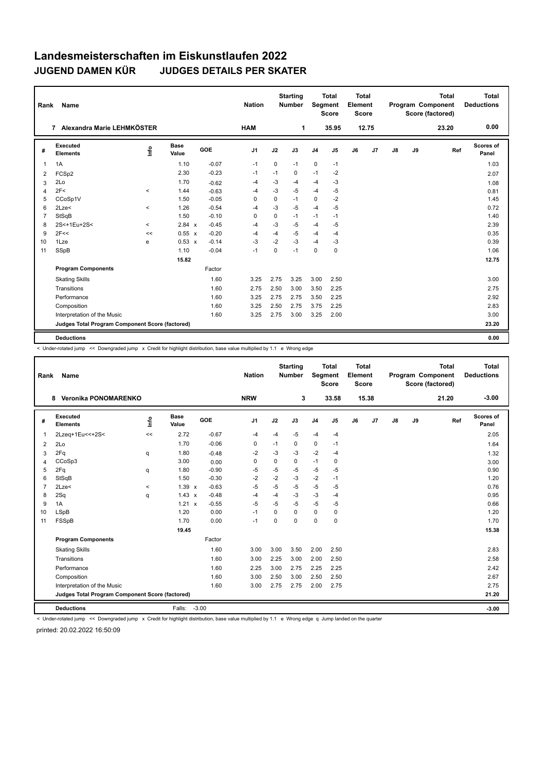# Landesmeisterschaften im Eiskunstlaufen 2022

## JUGEND DAMEN KÜR JUDGES DETAILS PER SKATER

| Rank | Name | Nation | Starting Number | Total Segment Score | Total Element Score | Total Program Component Score (factored) | Total Deductions |
|---|---|---|---|---|---|---|---|
| 7 | Alexandra Marie LEHMKÖSTER | HAM | 1 | 35.95 | 12.75 | 23.20 | 0.00 |

| # | Executed Elements | Info | Base Value | | GOE | J1 | J2 | J3 | J4 | J5 | J6 | J7 | J8 | J9 | Ref | Scores of Panel |
|---|---|---|---|---|---|---|---|---|---|---|---|---|---|---|---|---|
| 1 | 1A | | 1.10 | | -0.07 | -1 | 0 | -1 | 0 | -1 | | | | | | 1.03 |
| 2 | FCSp2 | | 2.30 | | -0.23 | -1 | -1 | 0 | -1 | -2 | | | | | | 2.07 |
| 3 | 2Lo | | 1.70 | | -0.62 | -4 | -3 | -4 | -4 | -3 | | | | | | 1.08 |
| 4 | 2F< | < | 1.44 | | -0.63 | -4 | -3 | -5 | -4 | -5 | | | | | | 0.81 |
| 5 | CCoSp1V | | 1.50 | | -0.05 | 0 | 0 | -1 | 0 | -2 | | | | | | 1.45 |
| 6 | 2Lze< | < | 1.26 | | -0.54 | -4 | -3 | -5 | -4 | -5 | | | | | | 0.72 |
| 7 | StSqB | | 1.50 | | -0.10 | 0 | 0 | -1 | -1 | -1 | | | | | | 1.40 |
| 8 | 2S<+1Eu+2S< | < | 2.84 | x | -0.45 | -4 | -3 | -5 | -4 | -5 | | | | | | 2.39 |
| 9 | 2F<< | << | 0.55 | x | -0.20 | -4 | -4 | -5 | -4 | -4 | | | | | | 0.35 |
| 10 | 1Lze | e | 0.53 | x | -0.14 | -3 | -2 | -3 | -4 | -3 | | | | | | 0.39 |
| 11 | SSpB | | 1.10 | | -0.04 | -1 | 0 | -1 | 0 | 0 | | | | | | 1.06 |
| | | | 15.82 | | | | | | | | | | | | | 12.75 |
| | **Program Components** | | | | Factor | | | | | | | | | | | |
| | Skating Skills | | | | 1.60 | 3.25 | 2.75 | 3.25 | 3.00 | 2.50 | | | | | | 3.00 |
| | Transitions | | | | 1.60 | 2.75 | 2.50 | 3.00 | 3.50 | 2.25 | | | | | | 2.75 |
| | Performance | | | | 1.60 | 3.25 | 2.75 | 2.75 | 3.50 | 2.25 | | | | | | 2.92 |
| | Composition | | | | 1.60 | 3.25 | 2.50 | 2.75 | 3.75 | 2.25 | | | | | | 2.83 |
| | Interpretation of the Music | | | | 1.60 | 3.25 | 2.75 | 3.00 | 3.25 | 2.00 | | | | | | 3.00 |
| | **Judges Total Program Component Score (factored)** | | | | | | | | | | | | | | | 23.20 |
| | **Deductions** | | | | | | | | | | | | | | | 0.00 |

< Under-rotated jump << Downgraded jump x Credit for highlight distribution, base value multiplied by 1.1 e Wrong edge

| Rank | Name | Nation | Starting Number | Total Segment Score | Total Element Score | Total Program Component Score (factored) | Total Deductions |
|---|---|---|---|---|---|---|---|
| 8 | Veronika PONOMARENKO | NRW | 3 | 33.58 | 15.38 | 21.20 | -3.00 |

| # | Executed Elements | Info | Base Value | | GOE | J1 | J2 | J3 | J4 | J5 | J6 | J7 | J8 | J9 | Ref | Scores of Panel |
|---|---|---|---|---|---|---|---|---|---|---|---|---|---|---|---|---|
| 1 | 2Lzeq+1Eu<<+2S< | << | 2.72 | | -0.67 | -4 | -4 | -5 | -4 | -4 | | | | | | 2.05 |
| 2 | 2Lo | | 1.70 | | -0.06 | 0 | -1 | 0 | 0 | -1 | | | | | | 1.64 |
| 3 | 2Fq | q | 1.80 | | -0.48 | -2 | -3 | -3 | -2 | -4 | | | | | | 1.32 |
| 4 | CCoSp3 | | 3.00 | | 0.00 | 0 | 0 | 0 | -1 | 0 | | | | | | 3.00 |
| 5 | 2Fq | q | 1.80 | | -0.90 | -5 | -5 | -5 | -5 | -5 | | | | | | 0.90 |
| 6 | StSqB | | 1.50 | | -0.30 | -2 | -2 | -3 | -2 | -1 | | | | | | 1.20 |
| 7 | 2Lze< | < | 1.39 | x | -0.63 | -5 | -5 | -5 | -5 | -5 | | | | | | 0.76 |
| 8 | 2Sq | q | 1.43 | x | -0.48 | -4 | -4 | -3 | -3 | -4 | | | | | | 0.95 |
| 9 | 1A | | 1.21 | x | -0.55 | -5 | -5 | -5 | -5 | -5 | | | | | | 0.66 |
| 10 | LSpB | | 1.20 | | 0.00 | -1 | 0 | 0 | 0 | 0 | | | | | | 1.20 |
| 11 | FSSpB | | 1.70 | | 0.00 | -1 | 0 | 0 | 0 | 0 | | | | | | 1.70 |
| | | | 19.45 | | | | | | | | | | | | | 15.38 |
| | **Program Components** | | | | Factor | | | | | | | | | | | |
| | Skating Skills | | | | 1.60 | 3.00 | 3.00 | 3.50 | 2.00 | 2.50 | | | | | | 2.83 |
| | Transitions | | | | 1.60 | 3.00 | 2.25 | 3.00 | 2.00 | 2.50 | | | | | | 2.58 |
| | Performance | | | | 1.60 | 2.25 | 3.00 | 2.75 | 2.25 | 2.25 | | | | | | 2.42 |
| | Composition | | | | 1.60 | 3.00 | 2.50 | 3.00 | 2.50 | 2.50 | | | | | | 2.67 |
| | Interpretation of the Music | | | | 1.60 | 3.00 | 2.75 | 2.75 | 2.00 | 2.75 | | | | | | 2.75 |
| | **Judges Total Program Component Score (factored)** | | | | | | | | | | | | | | | 21.20 |
| | **Deductions** | | Falls: | -3.00 | | | | | | | | | | | | -3.00 |

< Under-rotated jump << Downgraded jump x Credit for highlight distribution, base value multiplied by 1.1 e Wrong edge q Jump landed on the quarter

printed: 20.02.2022 16:50:09